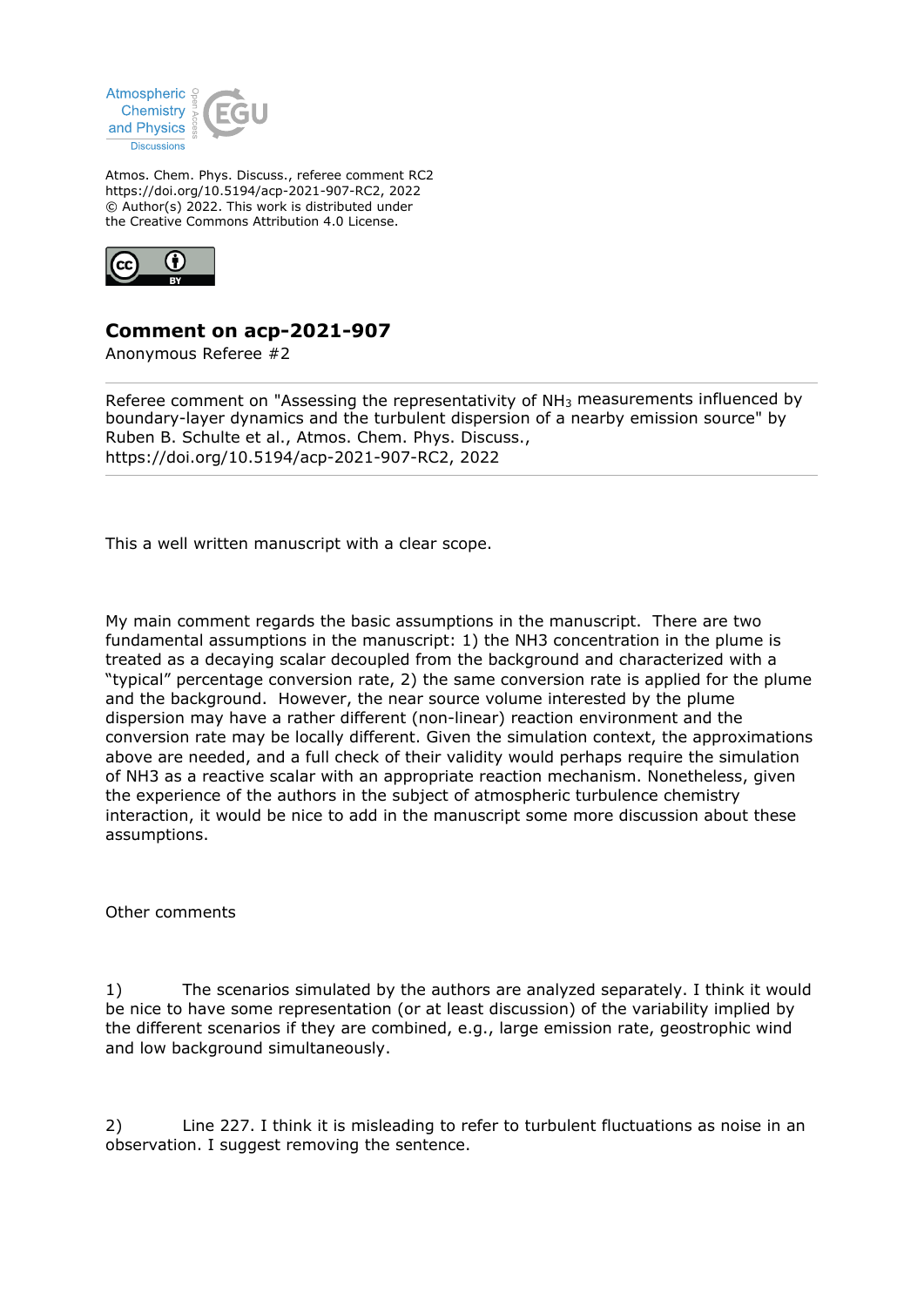Atmos. Chem. Phys. Discuss., referee comment RC2
https://doi.org/10.5194/acp-2021-907-RC2, 2022
© Author(s) 2022. This work is distributed under
the Creative Commons Attribution 4.0 License.

## Comment on acp-2021-907

Anonymous Referee #2

Referee comment on "Assessing the representativity of $NH_3$ measurements influenced by boundary-layer dynamics and the turbulent dispersion of a nearby emission source" by Ruben B. Schulte et al., Atmos. Chem. Phys. Discuss., https://doi.org/10.5194/acp-2021-907-RC2, 2022

This a well written manuscript with a clear scope.

My main comment regards the basic assumptions in the manuscript. There are two fundamental assumptions in the manuscript: 1) the NH3 concentration in the plume is treated as a decaying scalar decoupled from the background and characterized with a "typical" percentage conversion rate, 2) the same conversion rate is applied for the plume and the background. However, the near source volume interested by the plume dispersion may have a rather different (non-linear) reaction environment and the conversion rate may be locally different. Given the simulation context, the approximations above are needed, and a full check of their validity would perhaps require the simulation of NH3 as a reactive scalar with an appropriate reaction mechanism. Nonetheless, given the experience of the authors in the subject of atmospheric turbulence chemistry interaction, it would be nice to add in the manuscript some more discussion about these assumptions.

Other comments

1) The scenarios simulated by the authors are analyzed separately. I think it would be nice to have some representation (or at least discussion) of the variability implied by the different scenarios if they are combined, e.g., large emission rate, geostrophic wind and low background simultaneously.

2) Line 227. I think it is misleading to refer to turbulent fluctuations as noise in an observation. I suggest removing the sentence.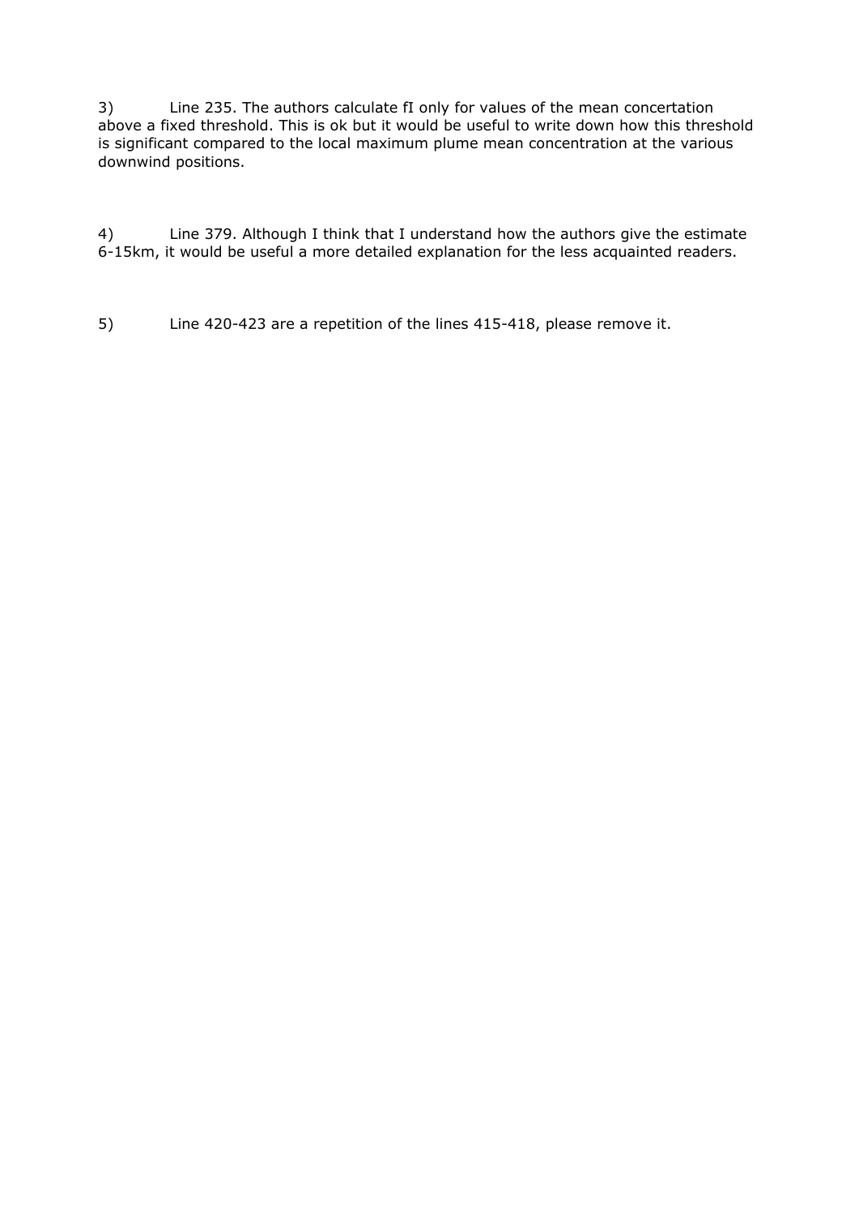3) Line 235. The authors calculate fI only for values of the mean concertation above a fixed threshold. This is ok but it would be useful to write down how this threshold is significant compared to the local maximum plume mean concentration at the various downwind positions.

4) Line 379. Although I think that I understand how the authors give the estimate 6-15km, it would be useful a more detailed explanation for the less acquainted readers.

5) Line 420-423 are a repetition of the lines 415-418, please remove it.